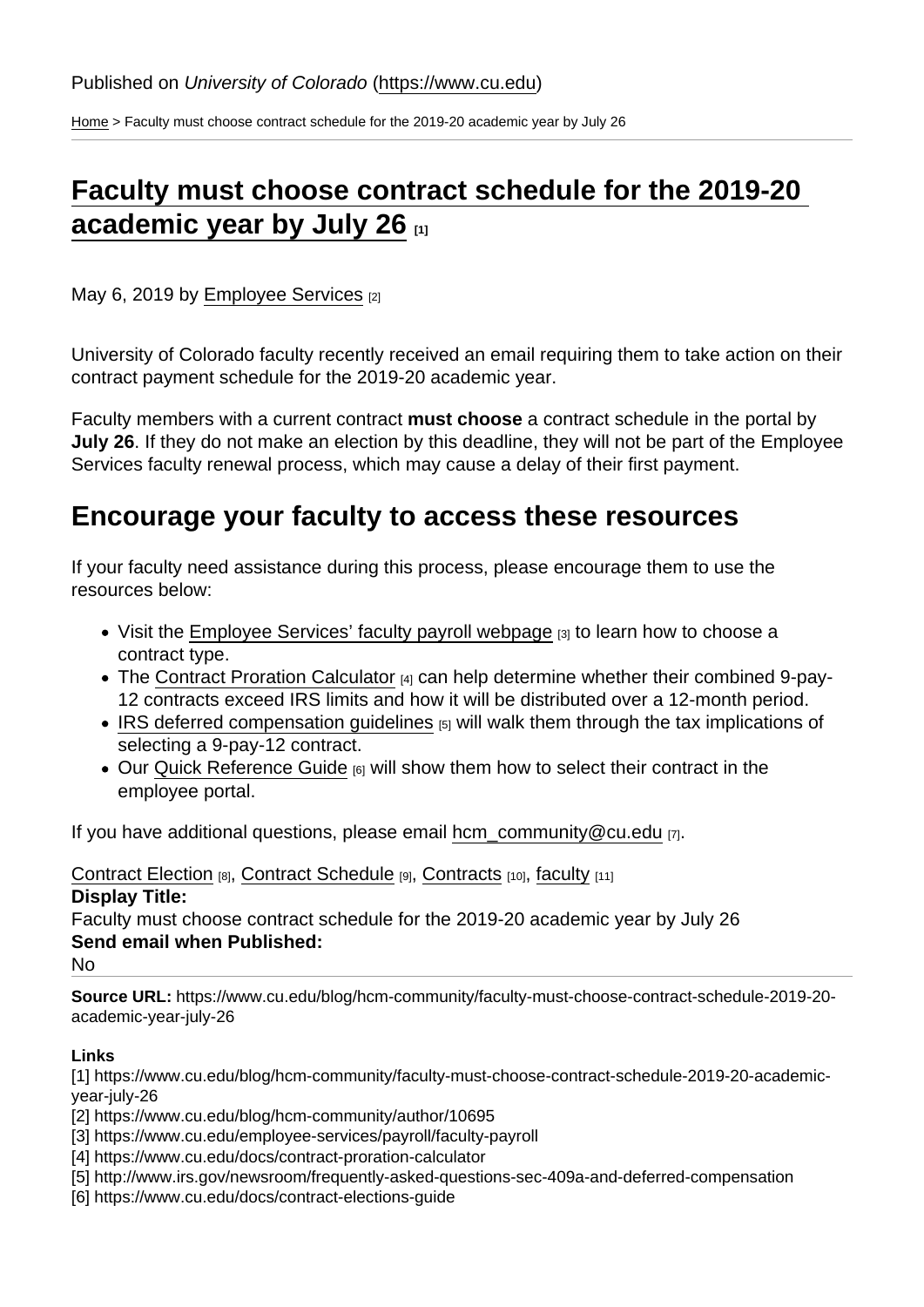Published on *University of Colorado* (https://www.cu.edu)

Home > Faculty must choose contract schedule for the 2019-20 academic year by July 26

# Faculty must choose contract schedule for the 2019-20 academic year by July 26 [1]

May 6, 2019 by Employee Services [2]

University of Colorado faculty recently received an email requiring them to take action on their contract payment schedule for the 2019-20 academic year.

Faculty members with a current contract **must choose** a contract schedule in the portal by **July 26**. If they do not make an election by this deadline, they will not be part of the Employee Services faculty renewal process, which may cause a delay of their first payment.

## Encourage your faculty to access these resources

If your faculty need assistance during this process, please encourage them to use the resources below:

- Visit the Employee Services' faculty payroll webpage [3] to learn how to choose a contract type.
- The Contract Proration Calculator [4] can help determine whether their combined 9-pay-12 contracts exceed IRS limits and how it will be distributed over a 12-month period.
- IRS deferred compensation guidelines [5] will walk them through the tax implications of selecting a 9-pay-12 contract.
- Our Quick Reference Guide [6] will show them how to select their contract in the employee portal.

If you have additional questions, please email hcm_community@cu.edu [7].

Contract Election [8], Contract Schedule [9], Contracts [10], faculty [11]

**Display Title:**

Faculty must choose contract schedule for the 2019-20 academic year by July 26

**Send email when Published:**

No

**Source URL:** https://www.cu.edu/blog/hcm-community/faculty-must-choose-contract-schedule-2019-20-academic-year-july-26

**Links**

[1] https://www.cu.edu/blog/hcm-community/faculty-must-choose-contract-schedule-2019-20-academic-year-july-26
[2] https://www.cu.edu/blog/hcm-community/author/10695
[3] https://www.cu.edu/employee-services/payroll/faculty-payroll
[4] https://www.cu.edu/docs/contract-proration-calculator
[5] http://www.irs.gov/newsroom/frequently-asked-questions-sec-409a-and-deferred-compensation
[6] https://www.cu.edu/docs/contract-elections-guide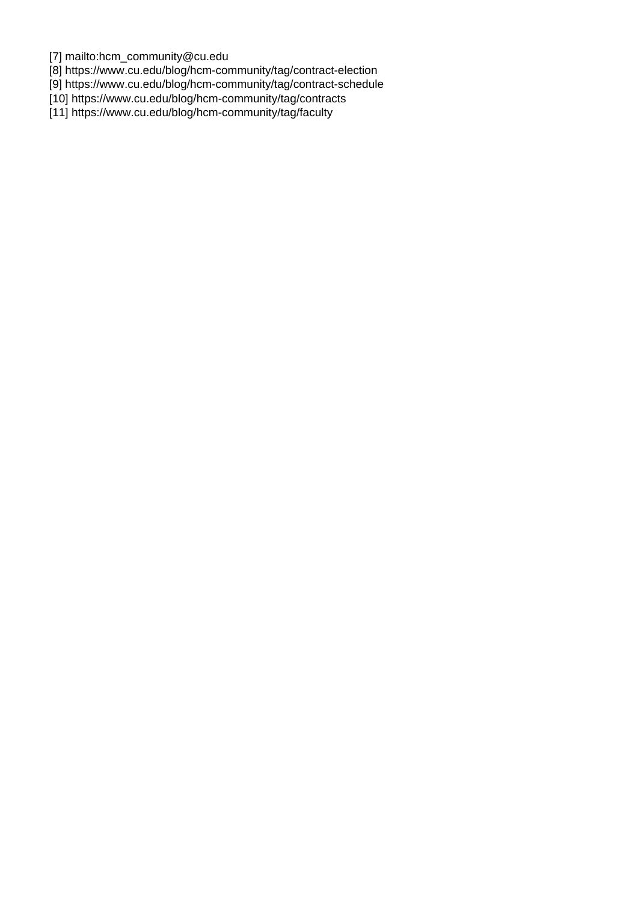[7] mailto:hcm_community@cu.edu
[8] https://www.cu.edu/blog/hcm-community/tag/contract-election
[9] https://www.cu.edu/blog/hcm-community/tag/contract-schedule
[10] https://www.cu.edu/blog/hcm-community/tag/contracts
[11] https://www.cu.edu/blog/hcm-community/tag/faculty